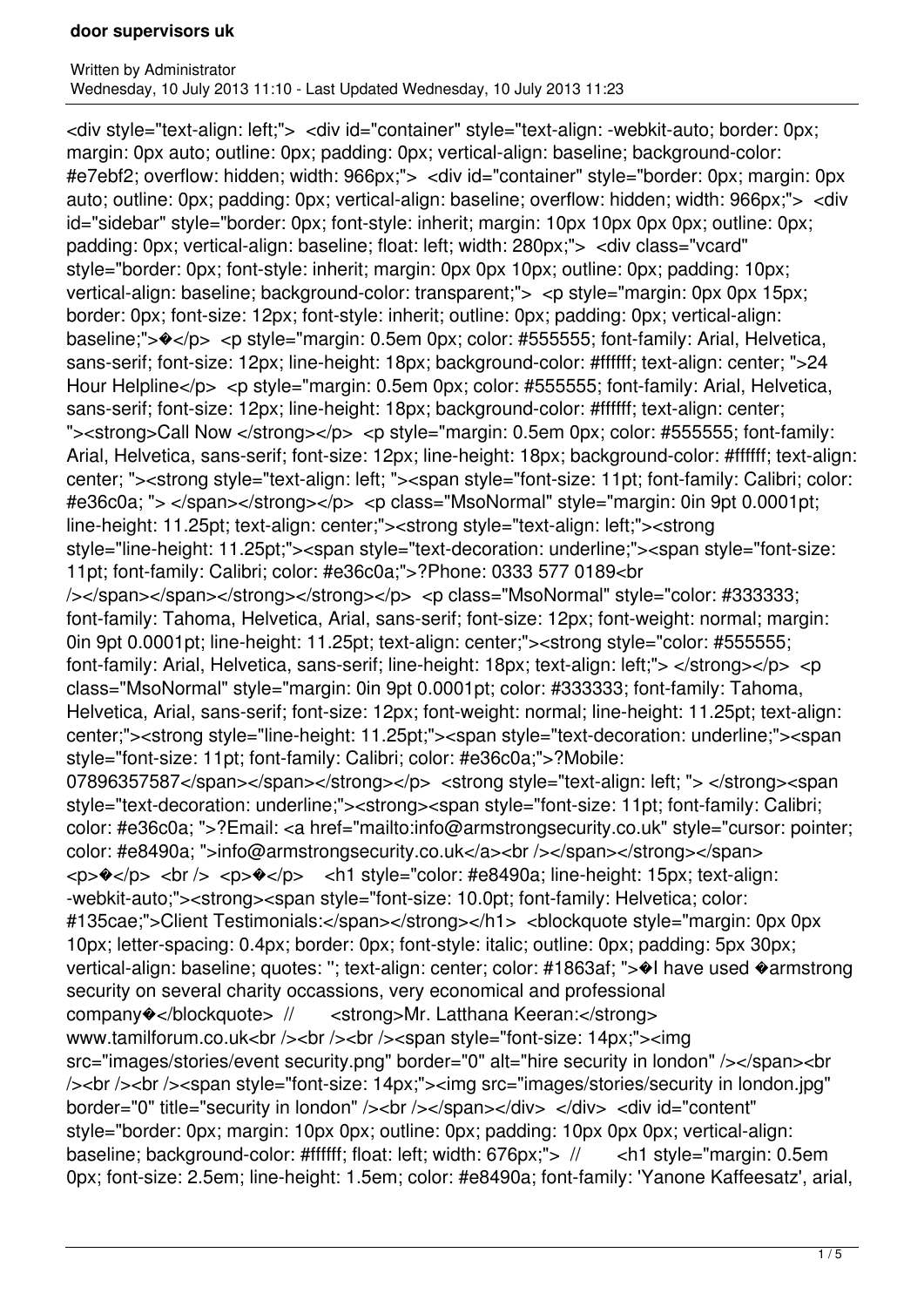```
<div style="text-align: left;"> <div id="container" style="text-align: -webkit-auto; border: 0px;
margin: 0px auto; outline: 0px; padding: 0px; vertical-align: baseline; background-color:
#e7ebf2; overflow: hidden; width: 966px;"> <div id="container" style="border: 0px; margin: 0px
auto; outline: 0px; padding: 0px; vertical-align: baseline; overflow: hidden; width: 966px;"> <div
id="sidebar" style="border: 0px; font-style: inherit; margin: 10px 10px 0px 0px; outline: 0px;
padding: 0px; vertical-align: baseline; float: left; width: 280px;"> <div class="vcard"
style="border: 0px; font-style: inherit; margin: 0px 0px 10px; outline: 0px; padding: 10px;
vertical-align: baseline; background-color: transparent;"> <p style="margin: 0px 0px 15px;
border: 0px; font-size: 12px; font-style: inherit; outline: 0px; padding: 0px; vertical-align:
baseline;">�</p> <p style="margin: 0.5em 0px; color: #555555; font-family: Arial, Helvetica,
sans-serif; font-size: 12px; line-height: 18px; background-color: #ffffff; text-align: center; ">24
Hour Helpline</p> <p style="margin: 0.5em 0px; color: #555555; font-family: Arial, Helvetica,
sans-serif; font-size: 12px; line-height: 18px; background-color: #ffffff; text-align: center;
"><strong>Call Now </strong></p> <p style="margin: 0.5em 0px; color: #555555; font-family:
Arial, Helvetica, sans-serif; font-size: 12px; line-height: 18px; background-color: #ffffff; text-align:
center; "><strong style="text-align: left; "><span style="font-size: 11pt; font-family: Calibri; color:
#e36c0a; "> </span></strong></p> <p class="MsoNormal" style="margin: 0in 9pt 0.0001pt;
line-height: 11.25pt; text-align: center;"><strong style="text-align: left;"><strong
style="line-height: 11.25pt;"><span style="text-decoration: underline;"><span style="font-size:
11pt; font-family: Calibri; color: #e36c0a;">?Phone: 0333 577 0189<br
/></span></span></strong></strong></p> <p class="MsoNormal" style="color: #333333;
font-family: Tahoma, Helvetica, Arial, sans-serif; font-size: 12px; font-weight: normal; margin:
0in 9pt 0.0001pt; line-height: 11.25pt; text-align: center;"><strong style="color: #555555;
font-family: Arial, Helvetica, sans-serif; line-height: 18px; text-align: left;"> </strong></p> <p
class="MsoNormal" style="margin: 0in 9pt 0.0001pt; color: #333333; font-family: Tahoma,
Helvetica, Arial, sans-serif; font-size: 12px; font-weight: normal; line-height: 11.25pt; text-align:
center;"><strong style="line-height: 11.25pt;"><span style="text-decoration: underline;"><span
style="font-size: 11pt; font-family: Calibri; color: #e36c0a;">?Mobile:
07896357587</span></span></strong></p> <strong style="text-align: left; "> </strong><span
style="text-decoration: underline;"><strong><span style="font-size: 11pt; font-family: Calibri;
color: #e36c0a; ">?Email: <a href="mailto:info@armstrongsecurity.co.uk" style="cursor: pointer;
color: #e8490a; ">info@armstrongsecurity.co.uk</a><br /></span></strong></span>
<p>�</p> <br /> <p>�</p>   <h1 style="color: #e8490a; line-height: 15px; text-align:
-webkit-auto;"><strong><span style="font-size: 10.0pt; font-family: Helvetica; color:
#135cae;">Client Testimonials:</span></strong></h1> <blockquote style="margin: 0px 0px
10px; letter-spacing: 0.4px; border: 0px; font-style: italic; outline: 0px; padding: 5px 30px;
vertical-align: baseline; quotes: ''; text-align: center; color: #1863af; ">�I have used �armstrong
security on several charity occassions, very economical and professional
company�</blockquote> //       <strong>Mr. Latthana Keeran:</strong>
www.tamilforum.co.uk<br /><br /><br /><span style="font-size: 14px;"><img
src="images/stories/event security.png" border="0" alt="hire security in london" /></span><br
/><br /><br /><span style="font-size: 14px;"><img src="images/stories/security in london.jpg"
border="0" title="security in london" /><br /></span></div>  </div>  <div id="content"
style="border: 0px; margin: 10px 0px; outline: 0px; padding: 10px 0px 0px; vertical-align:
baseline; background-color: #ffffff; float: left; width: 676px;"> //       <h1 style="margin: 0.5em
0px; font-size: 2.5em; line-height: 1.5em; color: #e8490a; font-family: 'Yanone Kaffeesatz', arial,
```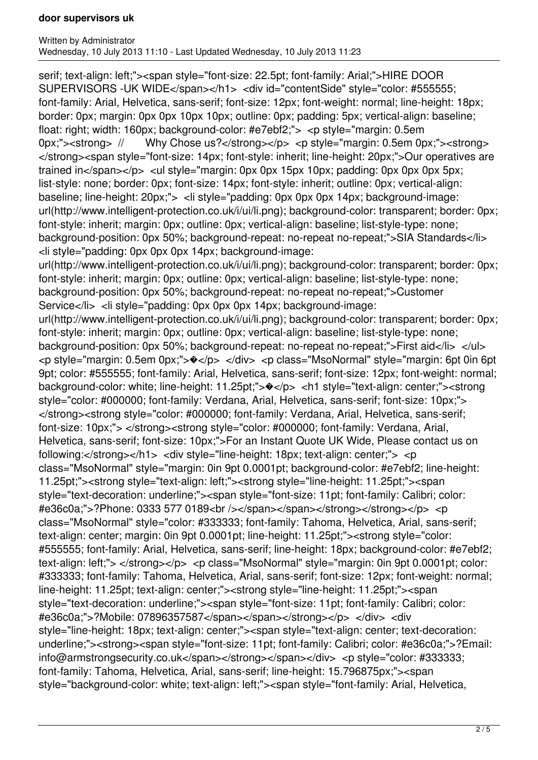serif; text-align: left;"><span style="font-size: 22.5pt; font-family: Arial;">HIRE DOOR SUPERVISORS -UK WIDE</span></h1> <div id="contentSide" style="color: #555555; font-family: Arial, Helvetica, sans-serif; font-size: 12px; font-weight: normal; line-height: 18px; border: 0px; margin: 0px 0px 10px 10px; outline: 0px; padding: 5px; vertical-align: baseline; float: right; width: 160px; background-color: #e7ebf2;"> <p style="margin: 0.5em 0px;"><strong> // Why Chose us?</strong></p> <p style="margin: 0.5em 0px;"><strong> </strong><span style="font-size: 14px; font-style: inherit; line-height: 20px;">Our operatives are trained in</span></p> <ul style="margin: 0px 0px 15px 10px; padding: 0px 0px 0px 5px; list-style: none; border: 0px; font-size: 14px; font-style: inherit; outline: 0px; vertical-align: baseline; line-height: 20px;"> <li style="padding: 0px 0px 0px 14px; background-image: url(http://www.intelligent-protection.co.uk/i/ui/li.png); background-color: transparent; border: 0px; font-style: inherit; margin: 0px; outline: 0px; vertical-align: baseline; list-style-type: none; background-position: 0px 50%; background-repeat: no-repeat no-repeat;">SIA Standards</li> <li style="padding: 0px 0px 0px 14px; background-image: url(http://www.intelligent-protection.co.uk/i/ui/li.png); background-color: transparent; border: 0px; font-style: inherit; margin: 0px; outline: 0px; vertical-align: baseline; list-style-type: none; background-position: 0px 50%; background-repeat: no-repeat no-repeat;">Customer Service</li> <li style="padding: 0px 0px 0px 14px; background-image: url(http://www.intelligent-protection.co.uk/i/ui/li.png); background-color: transparent; border: 0px; font-style: inherit; margin: 0px; outline: 0px; vertical-align: baseline; list-style-type: none; background-position: 0px 50%; background-repeat: no-repeat no-repeat;">First aid</li> </ul> <p style="margin: 0.5em 0px;">�</p> </div> <p class="MsoNormal" style="margin: 6pt 0in 6pt 9pt; color: #555555; font-family: Arial, Helvetica, sans-serif; font-size: 12px; font-weight: normal; background-color: white; line-height: 11.25pt;">�</p> <h1 style="text-align: center;"><strong style="color: #000000; font-family: Verdana, Arial, Helvetica, sans-serif; font-size: 10px;"> </strong><strong style="color: #000000; font-family: Verdana, Arial, Helvetica, sans-serif; font-size: 10px;"> </strong><strong style="color: #000000; font-family: Verdana, Arial, Helvetica, sans-serif; font-size: 10px;">For an Instant Quote UK Wide, Please contact us on following:</strong></h1> <div style="line-height: 18px; text-align: center;"> <p class="MsoNormal" style="margin: 0in 9pt 0.0001pt; background-color: #e7ebf2; line-height: 11.25pt;"><strong style="text-align: left;"><strong style="line-height: 11.25pt;"><span style="text-decoration: underline;"><span style="font-size: 11pt; font-family: Calibri; color: #e36c0a;">?Phone: 0333 577 0189<br /></span></span></strong></strong></p> <p class="MsoNormal" style="color: #333333; font-family: Tahoma, Helvetica, Arial, sans-serif; text-align: center; margin: 0in 9pt 0.0001pt; line-height: 11.25pt;"><strong style="color: #555555; font-family: Arial, Helvetica, sans-serif; line-height: 18px; background-color: #e7ebf2; text-align: left;"> </strong></p> <p class="MsoNormal" style="margin: 0in 9pt 0.0001pt; color: #333333; font-family: Tahoma, Helvetica, Arial, sans-serif; font-size: 12px; font-weight: normal; line-height: 11.25pt; text-align: center;"><strong style="line-height: 11.25pt;"><span style="text-decoration: underline;"><span style="font-size: 11pt; font-family: Calibri; color: #e36c0a;">?Mobile: 07896357587</span></span></strong></p> </div> <div style="line-height: 18px; text-align: center;"><span style="text-align: center; text-decoration: underline;"><strong><span style="font-size: 11pt; font-family: Calibri; color: #e36c0a;">?Email: info@armstrongsecurity.co.uk</span></strong></span></div> <p style="color: #333333; font-family: Tahoma, Helvetica, Arial, sans-serif; line-height: 15.796875px;"><span style="background-color: white; text-align: left;"><span style="font-family: Arial, Helvetica,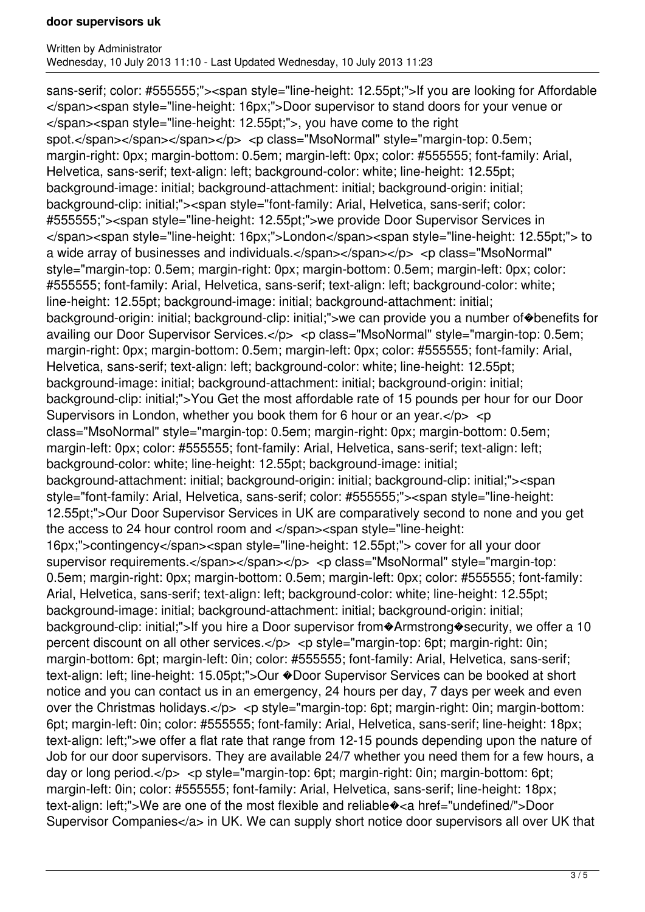sans-serif; color: #555555;"><span style="line-height: 12.55pt;">If you are looking for Affordable </span><span style="line-height: 16px;">Door supervisor to stand doors for your venue or </span><span style="line-height: 12.55pt;">, you have come to the right spot.</span></span></span></p> <p class="MsoNormal" style="margin-top: 0.5em; margin-right: 0px; margin-bottom: 0.5em; margin-left: 0px; color: #555555; font-family: Arial, Helvetica, sans-serif; text-align: left; background-color: white; line-height: 12.55pt; background-image: initial; background-attachment: initial; background-origin: initial; background-clip: initial;"><span style="font-family: Arial, Helvetica, sans-serif; color: #555555;"><span style="line-height: 12.55pt;">we provide Door Supervisor Services in </span><span style="line-height: 16px;">London</span><span style="line-height: 12.55pt;"> to a wide array of businesses and individuals.</span></span></p> <p class="MsoNormal" style="margin-top: 0.5em; margin-right: 0px; margin-bottom: 0.5em; margin-left: 0px; color: #555555; font-family: Arial, Helvetica, sans-serif; text-align: left; background-color: white; line-height: 12.55pt; background-image: initial; background-attachment: initial; background-origin: initial; background-clip: initial;">we can provide you a number of�benefits for availing our Door Supervisor Services.</p> <p class="MsoNormal" style="margin-top: 0.5em; margin-right: 0px; margin-bottom: 0.5em; margin-left: 0px; color: #555555; font-family: Arial, Helvetica, sans-serif; text-align: left; background-color: white; line-height: 12.55pt; background-image: initial; background-attachment: initial; background-origin: initial; background-clip: initial;">You Get the most affordable rate of 15 pounds per hour for our Door Supervisors in London, whether you book them for 6 hour or an year.</p> <p class="MsoNormal" style="margin-top: 0.5em; margin-right: 0px; margin-bottom: 0.5em; margin-left: 0px; color: #555555; font-family: Arial, Helvetica, sans-serif; text-align: left; background-color: white; line-height: 12.55pt; background-image: initial; background-attachment: initial; background-origin: initial; background-clip: initial;"><span style="font-family: Arial, Helvetica, sans-serif; color: #555555;"><span style="line-height: 12.55pt;">Our Door Supervisor Services in UK are comparatively second to none and you get the access to 24 hour control room and </span><span style="line-height: 16px;">contingency</span><span style="line-height: 12.55pt;"> cover for all your door supervisor requirements.</span></span></p> <p class="MsoNormal" style="margin-top: 0.5em; margin-right: 0px; margin-bottom: 0.5em; margin-left: 0px; color: #555555; font-family: Arial, Helvetica, sans-serif; text-align: left; background-color: white; line-height: 12.55pt; background-image: initial; background-attachment: initial; background-origin: initial; background-clip: initial;">If you hire a Door supervisor from�Armstrong�security, we offer a 10 percent discount on all other services.</p> <p style="margin-top: 6pt; margin-right: 0in; margin-bottom: 6pt; margin-left: 0in; color: #555555; font-family: Arial, Helvetica, sans-serif; text-align: left; line-height: 15.05pt;">Our �Door Supervisor Services can be booked at short notice and you can contact us in an emergency, 24 hours per day, 7 days per week and even over the Christmas holidays.</p> <p style="margin-top: 6pt; margin-right: 0in; margin-bottom: 6pt; margin-left: 0in; color: #555555; font-family: Arial, Helvetica, sans-serif; line-height: 18px; text-align: left;">we offer a flat rate that range from 12-15 pounds depending upon the nature of Job for our door supervisors. They are available 24/7 whether you need them for a few hours, a day or long period.</p> <p style="margin-top: 6pt; margin-right: 0in; margin-bottom: 6pt; margin-left: 0in; color: #555555; font-family: Arial, Helvetica, sans-serif; line-height: 18px; text-align: left;">We are one of the most flexible and reliable�<a href="undefined/">Door Supervisor Companies</a> in UK. We can supply short notice door supervisors all over UK that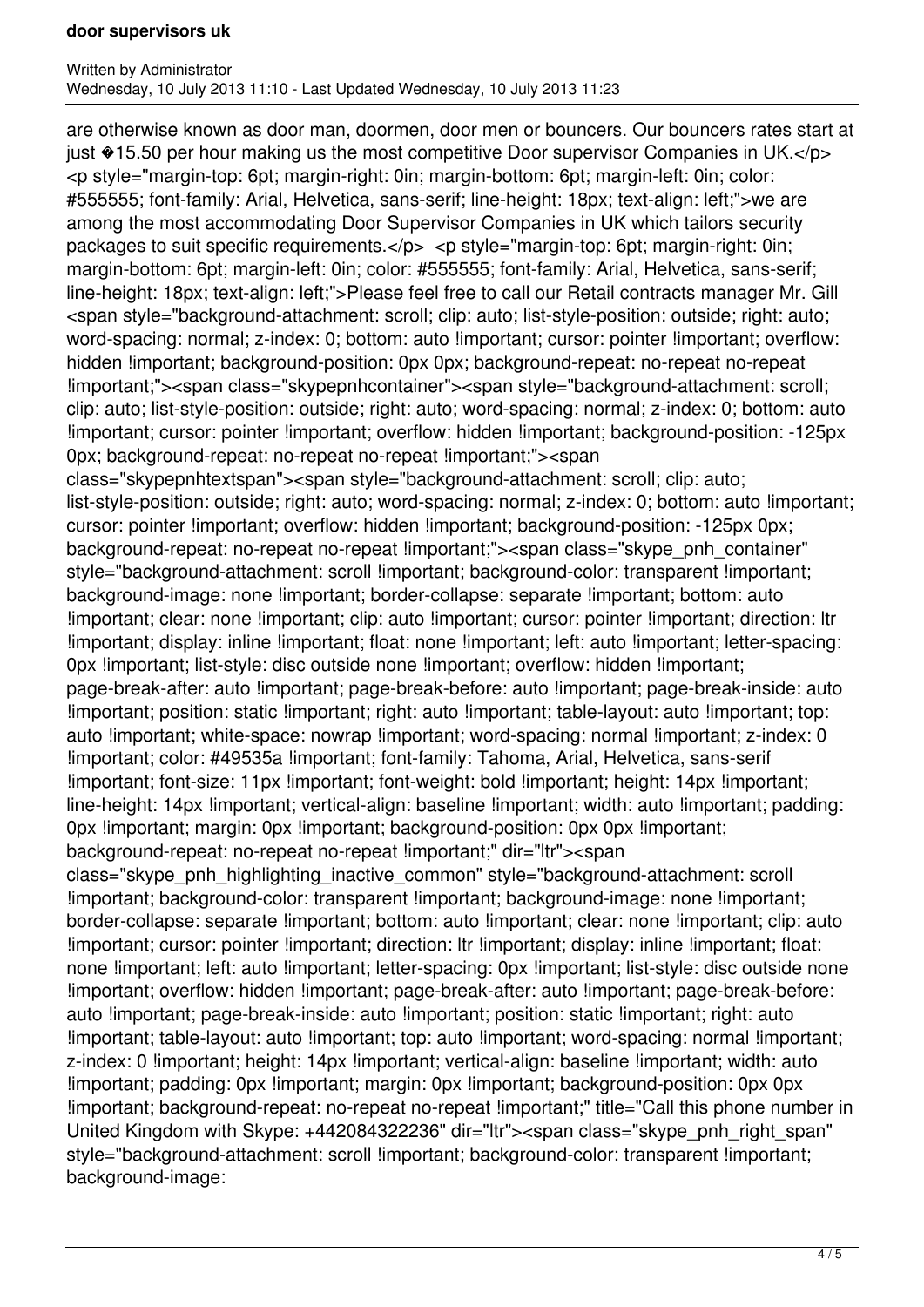are otherwise known as door man, doormen, door men or bouncers. Our bouncers rates start at just �15.50 per hour making us the most competitive Door supervisor Companies in UK.</p> <p style="margin-top: 6pt; margin-right: 0in; margin-bottom: 6pt; margin-left: 0in; color: #555555; font-family: Arial, Helvetica, sans-serif; line-height: 18px; text-align: left;">we are among the most accommodating Door Supervisor Companies in UK which tailors security packages to suit specific requirements.</p> <p style="margin-top: 6pt; margin-right: 0in; margin-bottom: 6pt; margin-left: 0in; color: #555555; font-family: Arial, Helvetica, sans-serif; line-height: 18px; text-align: left;">Please feel free to call our Retail contracts manager Mr. Gill <span style="background-attachment: scroll; clip: auto; list-style-position: outside; right: auto; word-spacing: normal; z-index: 0; bottom: auto !important; cursor: pointer !important; overflow: hidden !important; background-position: 0px 0px; background-repeat: no-repeat no-repeat !important;"><span class="skypepnhcontainer"><span style="background-attachment: scroll; clip: auto; list-style-position: outside; right: auto; word-spacing: normal; z-index: 0; bottom: auto !important; cursor: pointer !important; overflow: hidden !important; background-position: -125px 0px; background-repeat: no-repeat no-repeat !important;"><span class="skypepnhtextspan"><span style="background-attachment: scroll; clip: auto; list-style-position: outside; right: auto; word-spacing: normal; z-index: 0; bottom: auto !important; cursor: pointer !important; overflow: hidden !important; background-position: -125px 0px; background-repeat: no-repeat no-repeat !important;"><span class="skype_pnh_container" style="background-attachment: scroll !important; background-color: transparent !important; background-image: none !important; border-collapse: separate !important; bottom: auto !important; clear: none !important; clip: auto !important; cursor: pointer !important; direction: ltr !important; display: inline !important; float: none !important; left: auto !important; letter-spacing: 0px !important; list-style: disc outside none !important; overflow: hidden !important; page-break-after: auto !important; page-break-before: auto !important; page-break-inside: auto !important; position: static !important; right: auto !important; table-layout: auto !important; top: auto !important; white-space: nowrap !important; word-spacing: normal !important; z-index: 0 !important; color: #49535a !important; font-family: Tahoma, Arial, Helvetica, sans-serif !important; font-size: 11px !important; font-weight: bold !important; height: 14px !important; line-height: 14px !important; vertical-align: baseline !important; width: auto !important; padding: 0px !important; margin: 0px !important; background-position: 0px 0px !important; background-repeat: no-repeat no-repeat !important;" dir="ltr"><span class="skype_pnh_highlighting_inactive_common" style="background-attachment: scroll !important; background-color: transparent !important; background-image: none !important; border-collapse: separate !important; bottom: auto !important; clear: none !important; clip: auto !important; cursor: pointer !important; direction: ltr !important; display: inline !important; float: none !important; left: auto !important; letter-spacing: 0px !important; list-style: disc outside none !important; overflow: hidden !important; page-break-after: auto !important; page-break-before: auto !important; page-break-inside: auto !important; position: static !important; right: auto !important; table-layout: auto !important; top: auto !important; word-spacing: normal !important; z-index: 0 !important; height: 14px !important; vertical-align: baseline !important; width: auto !important; padding: 0px !important; margin: 0px !important; background-position: 0px 0px !important; background-repeat: no-repeat no-repeat !important;" title="Call this phone number in United Kingdom with Skype: +442084322236" dir="ltr"><span class="skype_pnh_right_span" style="background-attachment: scroll !important; background-color: transparent !important; background-image: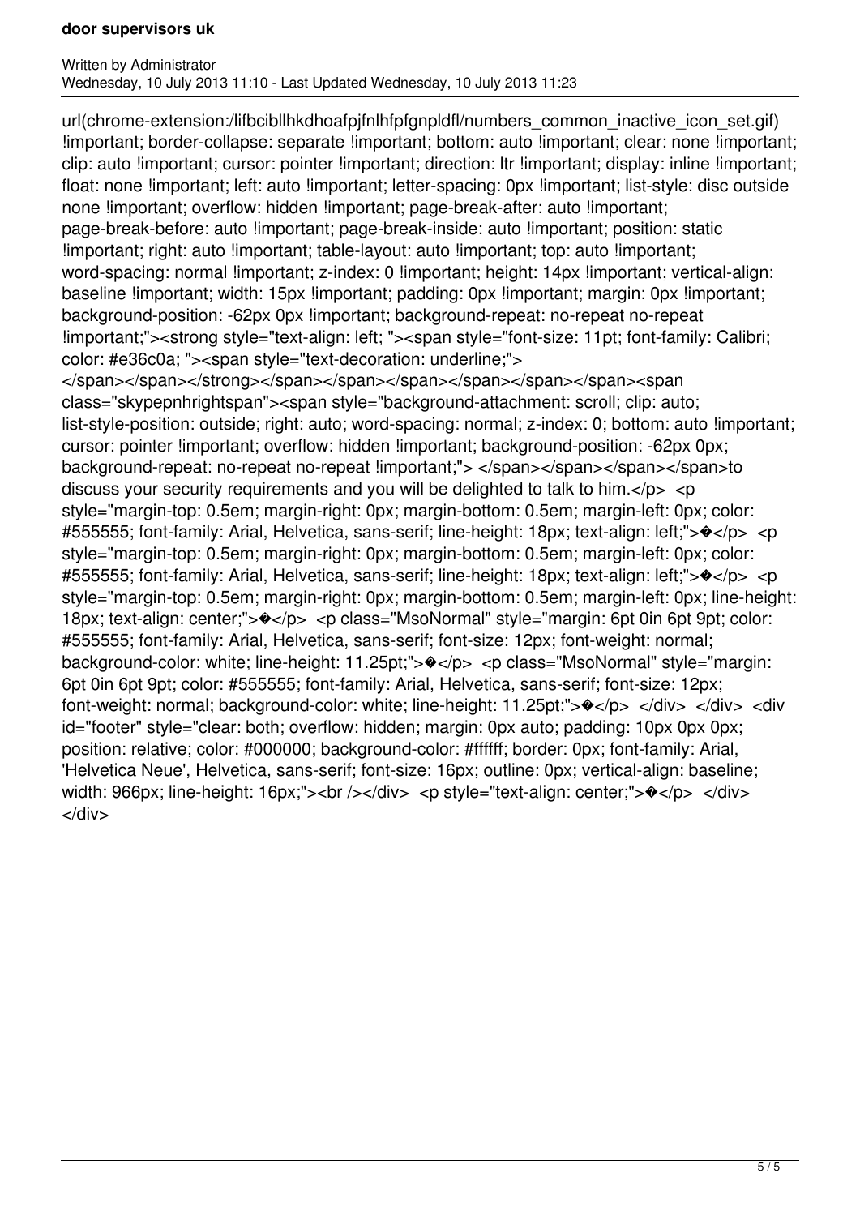url(chrome-extension:/lifbcibllhkdhoafpjfnlhfpfgnpldfl/numbers_common_inactive_icon_set.gif) !important; border-collapse: separate !important; bottom: auto !important; clear: none !important; clip: auto !important; cursor: pointer !important; direction: ltr !important; display: inline !important; float: none !important; left: auto !important; letter-spacing: 0px !important; list-style: disc outside none !important; overflow: hidden !important; page-break-after: auto !important; page-break-before: auto !important; page-break-inside: auto !important; position: static !important; right: auto !important; table-layout: auto !important; top: auto !important; word-spacing: normal !important; z-index: 0 !important; height: 14px !important; vertical-align: baseline !important; width: 15px !important; padding: 0px !important; margin: 0px !important; background-position: -62px 0px !important; background-repeat: no-repeat no-repeat !important;"><strong style="text-align: left; "><span style="font-size: 11pt; font-family: Calibri; color: #e36c0a; "><span style="text-decoration: underline;"> </span></span></strong></span></span></span></span></span></span><span class="skypepnhrightspan"><span style="background-attachment: scroll; clip: auto; list-style-position: outside; right: auto; word-spacing: normal; z-index: 0; bottom: auto !important; cursor: pointer !important; overflow: hidden !important; background-position: -62px 0px; background-repeat: no-repeat no-repeat !important;"> </span></span></span></span>to discuss your security requirements and you will be delighted to talk to him.</p> <p style="margin-top: 0.5em; margin-right: 0px; margin-bottom: 0.5em; margin-left: 0px; color: #555555; font-family: Arial, Helvetica, sans-serif; line-height: 18px; text-align: left;">�</p> <p style="margin-top: 0.5em; margin-right: 0px; margin-bottom: 0.5em; margin-left: 0px; color: #555555; font-family: Arial, Helvetica, sans-serif; line-height: 18px; text-align: left;">�</p> <p style="margin-top: 0.5em; margin-right: 0px; margin-bottom: 0.5em; margin-left: 0px; line-height: 18px; text-align: center;">�</p> <p class="MsoNormal" style="margin: 6pt 0in 6pt 9pt; color: #555555; font-family: Arial, Helvetica, sans-serif; font-size: 12px; font-weight: normal; background-color: white; line-height: 11.25pt;">�</p> <p class="MsoNormal" style="margin: 6pt 0in 6pt 9pt; color: #555555; font-family: Arial, Helvetica, sans-serif; font-size: 12px; font-weight: normal; background-color: white; line-height: 11.25pt;">�</p> </div> </div> <div id="footer" style="clear: both; overflow: hidden; margin: 0px auto; padding: 10px 0px 0px; position: relative; color: #000000; background-color: #ffffff; border: 0px; font-family: Arial, 'Helvetica Neue', Helvetica, sans-serif; font-size: 16px; outline: 0px; vertical-align: baseline; width: 966px; line-height: 16px;"><br /></div> <p style="text-align: center;">�</p> </div> </div>